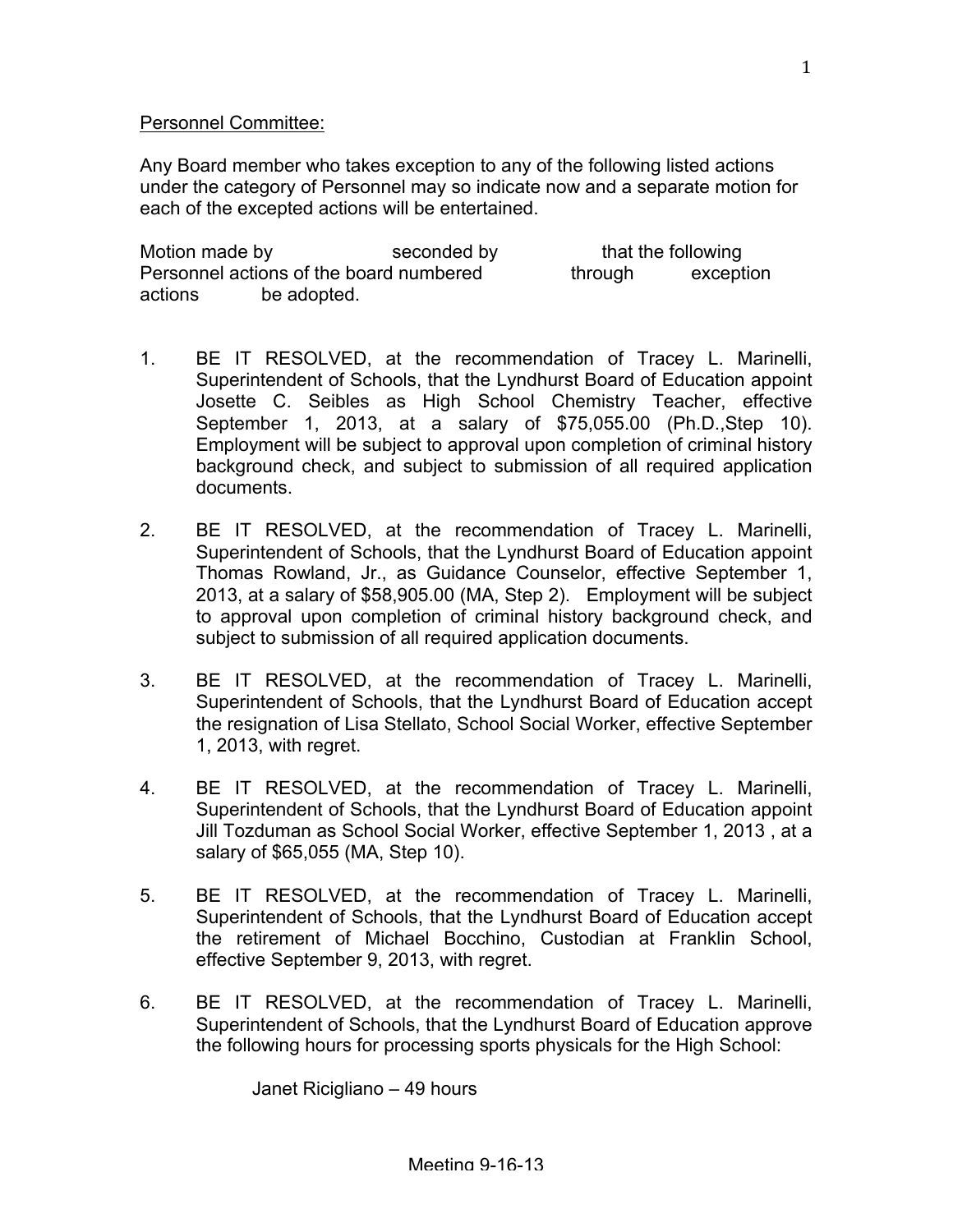Personnel Committee:

Any Board member who takes exception to any of the following listed actions under the category of Personnel may so indicate now and a separate motion for each of the excepted actions will be entertained.

Motion made by                    seconded by                    that the following Personnel actions of the board numbered              through           exception actions           be adopted.

1. BE IT RESOLVED, at the recommendation of Tracey L. Marinelli, Superintendent of Schools, that the Lyndhurst Board of Education appoint Josette C. Seibles as High School Chemistry Teacher, effective September 1, 2013, at a salary of $75,055.00 (Ph.D.,Step 10). Employment will be subject to approval upon completion of criminal history background check, and subject to submission of all required application documents.

2. BE IT RESOLVED, at the recommendation of Tracey L. Marinelli, Superintendent of Schools, that the Lyndhurst Board of Education appoint Thomas Rowland, Jr., as Guidance Counselor, effective September 1, 2013, at a salary of $58,905.00 (MA, Step 2). Employment will be subject to approval upon completion of criminal history background check, and subject to submission of all required application documents.

3. BE IT RESOLVED, at the recommendation of Tracey L. Marinelli, Superintendent of Schools, that the Lyndhurst Board of Education accept the resignation of Lisa Stellato, School Social Worker, effective September 1, 2013, with regret.

4. BE IT RESOLVED, at the recommendation of Tracey L. Marinelli, Superintendent of Schools, that the Lyndhurst Board of Education appoint Jill Tozduman as School Social Worker, effective September 1, 2013 , at a salary of $65,055 (MA, Step 10).

5. BE IT RESOLVED, at the recommendation of Tracey L. Marinelli, Superintendent of Schools, that the Lyndhurst Board of Education accept the retirement of Michael Bocchino, Custodian at Franklin School, effective September 9, 2013, with regret.

6. BE IT RESOLVED, at the recommendation of Tracey L. Marinelli, Superintendent of Schools, that the Lyndhurst Board of Education approve the following hours for processing sports physicals for the High School:

   Janet Ricigliano – 49 hours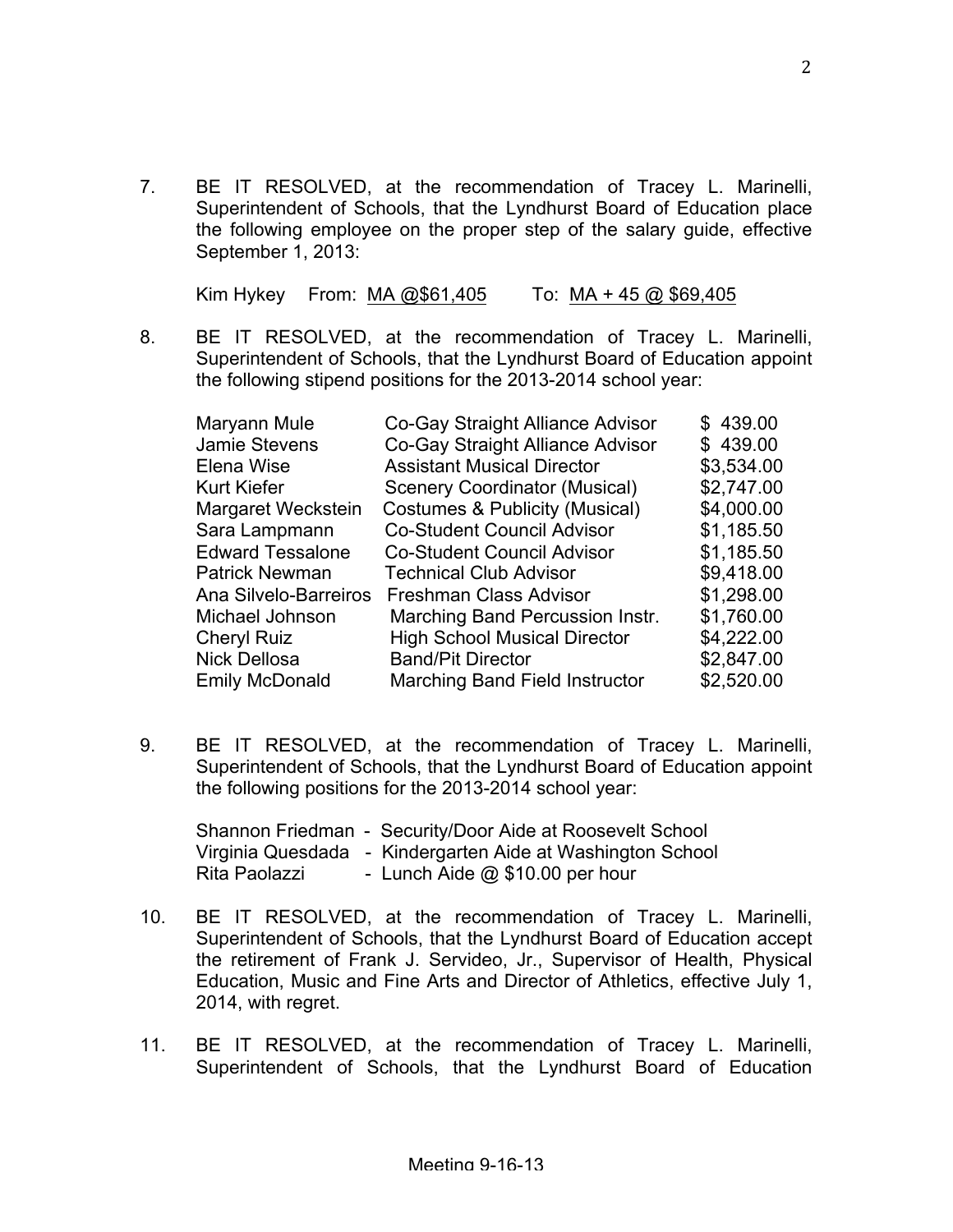7. BE IT RESOLVED, at the recommendation of Tracey L. Marinelli, Superintendent of Schools, that the Lyndhurst Board of Education place the following employee on the proper step of the salary guide, effective September 1, 2013:

   Kim Hykey From: MA @$61,405 To: MA + 45 @ $69,405

8. BE IT RESOLVED, at the recommendation of Tracey L. Marinelli, Superintendent of Schools, that the Lyndhurst Board of Education appoint the following stipend positions for the 2013-2014 school year:

| | | |
|---|---|---|
| Maryann Mule | Co-Gay Straight Alliance Advisor | $ 439.00 |
| Jamie Stevens | Co-Gay Straight Alliance Advisor | $ 439.00 |
| Elena Wise | Assistant Musical Director | $3,534.00 |
| Kurt Kiefer | Scenery Coordinator (Musical) | $2,747.00 |
| Margaret Weckstein | Costumes & Publicity (Musical) | $4,000.00 |
| Sara Lampmann | Co-Student Council Advisor | $1,185.50 |
| Edward Tessalone | Co-Student Council Advisor | $1,185.50 |
| Patrick Newman | Technical Club Advisor | $9,418.00 |
| Ana Silvelo-Barreiros | Freshman Class Advisor | $1,298.00 |
| Michael Johnson | Marching Band Percussion Instr. | $1,760.00 |
| Cheryl Ruiz | High School Musical Director | $4,222.00 |
| Nick Dellosa | Band/Pit Director | $2,847.00 |
| Emily McDonald | Marching Band Field Instructor | $2,520.00 |

9. BE IT RESOLVED, at the recommendation of Tracey L. Marinelli, Superintendent of Schools, that the Lyndhurst Board of Education appoint the following positions for the 2013-2014 school year:

   Shannon Friedman - Security/Door Aide at Roosevelt School
   Virginia Quesdada - Kindergarten Aide at Washington School
   Rita Paolazzi - Lunch Aide @ $10.00 per hour

10. BE IT RESOLVED, at the recommendation of Tracey L. Marinelli, Superintendent of Schools, that the Lyndhurst Board of Education accept the retirement of Frank J. Servideo, Jr., Supervisor of Health, Physical Education, Music and Fine Arts and Director of Athletics, effective July 1, 2014, with regret.

11. BE IT RESOLVED, at the recommendation of Tracey L. Marinelli, Superintendent of Schools, that the Lyndhurst Board of Education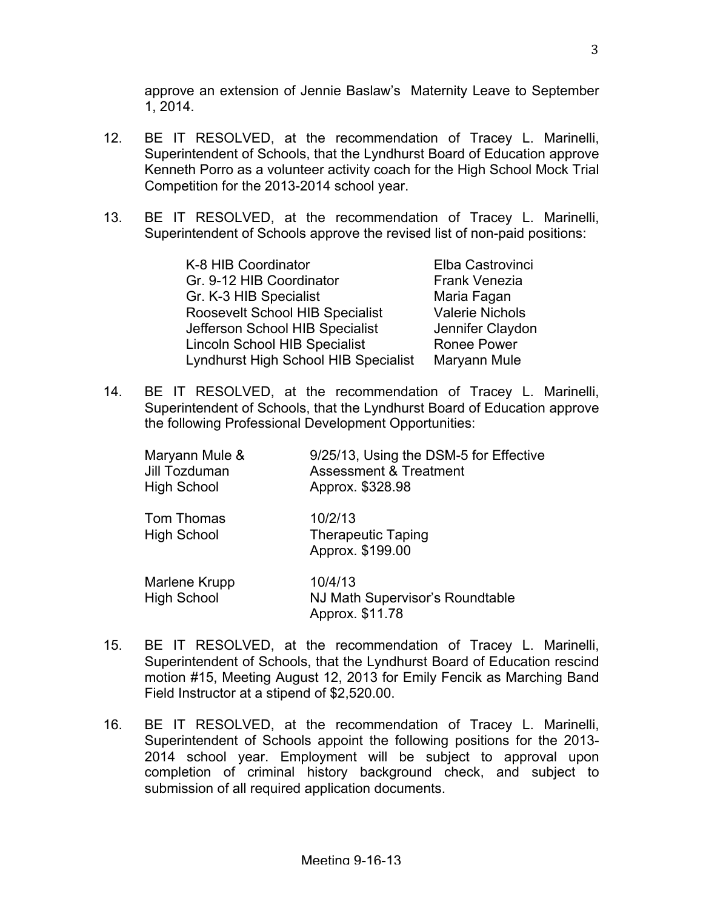approve an extension of Jennie Baslaw's Maternity Leave to September 1, 2014.

12. BE IT RESOLVED, at the recommendation of Tracey L. Marinelli, Superintendent of Schools, that the Lyndhurst Board of Education approve Kenneth Porro as a volunteer activity coach for the High School Mock Trial Competition for the 2013-2014 school year.

13. BE IT RESOLVED, at the recommendation of Tracey L. Marinelli, Superintendent of Schools approve the revised list of non-paid positions:

| | |
|---|---|
| K-8 HIB Coordinator | Elba Castrovinci |
| Gr. 9-12 HIB Coordinator | Frank Venezia |
| Gr. K-3 HIB Specialist | Maria Fagan |
| Roosevelt School HIB Specialist | Valerie Nichols |
| Jefferson School HIB Specialist | Jennifer Claydon |
| Lincoln School HIB Specialist | Ronee Power |
| Lyndhurst High School HIB Specialist | Maryann Mule |

14. BE IT RESOLVED, at the recommendation of Tracey L. Marinelli, Superintendent of Schools, that the Lyndhurst Board of Education approve the following Professional Development Opportunities:

| | |
|---|---|
| Maryann Mule & Jill Tozduman High School | 9/25/13, Using the DSM-5 for Effective Assessment & Treatment Approx. $328.98 |
| Tom Thomas High School | 10/2/13 Therapeutic Taping Approx. $199.00 |
| Marlene Krupp High School | 10/4/13 NJ Math Supervisor's Roundtable Approx. $11.78 |

15. BE IT RESOLVED, at the recommendation of Tracey L. Marinelli, Superintendent of Schools, that the Lyndhurst Board of Education rescind motion #15, Meeting August 12, 2013 for Emily Fencik as Marching Band Field Instructor at a stipend of $2,520.00.

16. BE IT RESOLVED, at the recommendation of Tracey L. Marinelli, Superintendent of Schools appoint the following positions for the 2013-2014 school year. Employment will be subject to approval upon completion of criminal history background check, and subject to submission of all required application documents.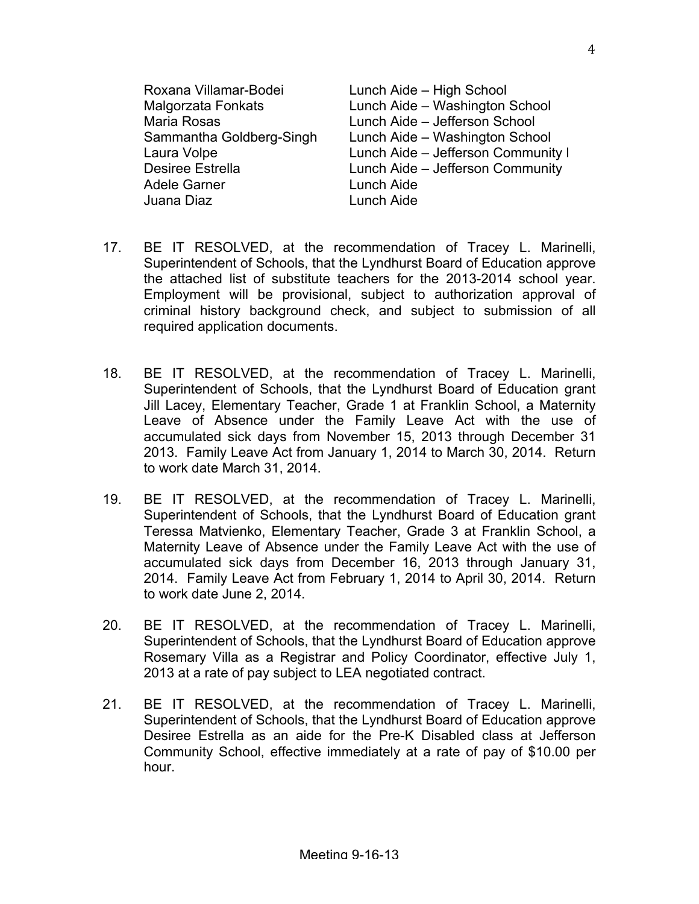| | |
|---|---|
| Roxana Villamar-Bodei | Lunch Aide – High School |
| Malgorzata Fonkats | Lunch Aide – Washington School |
| Maria Rosas | Lunch Aide – Jefferson School |
| Sammantha Goldberg-Singh | Lunch Aide – Washington School |
| Laura Volpe | Lunch Aide – Jefferson Community l |
| Desiree Estrella | Lunch Aide – Jefferson Community |
| Adele Garner | Lunch Aide |
| Juana Diaz | Lunch Aide |

17. BE IT RESOLVED, at the recommendation of Tracey L. Marinelli, Superintendent of Schools, that the Lyndhurst Board of Education approve the attached list of substitute teachers for the 2013-2014 school year. Employment will be provisional, subject to authorization approval of criminal history background check, and subject to submission of all required application documents.

18. BE IT RESOLVED, at the recommendation of Tracey L. Marinelli, Superintendent of Schools, that the Lyndhurst Board of Education grant Jill Lacey, Elementary Teacher, Grade 1 at Franklin School, a Maternity Leave of Absence under the Family Leave Act with the use of accumulated sick days from November 15, 2013 through December 31 2013. Family Leave Act from January 1, 2014 to March 30, 2014. Return to work date March 31, 2014.

19. BE IT RESOLVED, at the recommendation of Tracey L. Marinelli, Superintendent of Schools, that the Lyndhurst Board of Education grant Teressa Matvienko, Elementary Teacher, Grade 3 at Franklin School, a Maternity Leave of Absence under the Family Leave Act with the use of accumulated sick days from December 16, 2013 through January 31, 2014. Family Leave Act from February 1, 2014 to April 30, 2014. Return to work date June 2, 2014.

20. BE IT RESOLVED, at the recommendation of Tracey L. Marinelli, Superintendent of Schools, that the Lyndhurst Board of Education approve Rosemary Villa as a Registrar and Policy Coordinator, effective July 1, 2013 at a rate of pay subject to LEA negotiated contract.

21. BE IT RESOLVED, at the recommendation of Tracey L. Marinelli, Superintendent of Schools, that the Lyndhurst Board of Education approve Desiree Estrella as an aide for the Pre-K Disabled class at Jefferson Community School, effective immediately at a rate of pay of $10.00 per hour.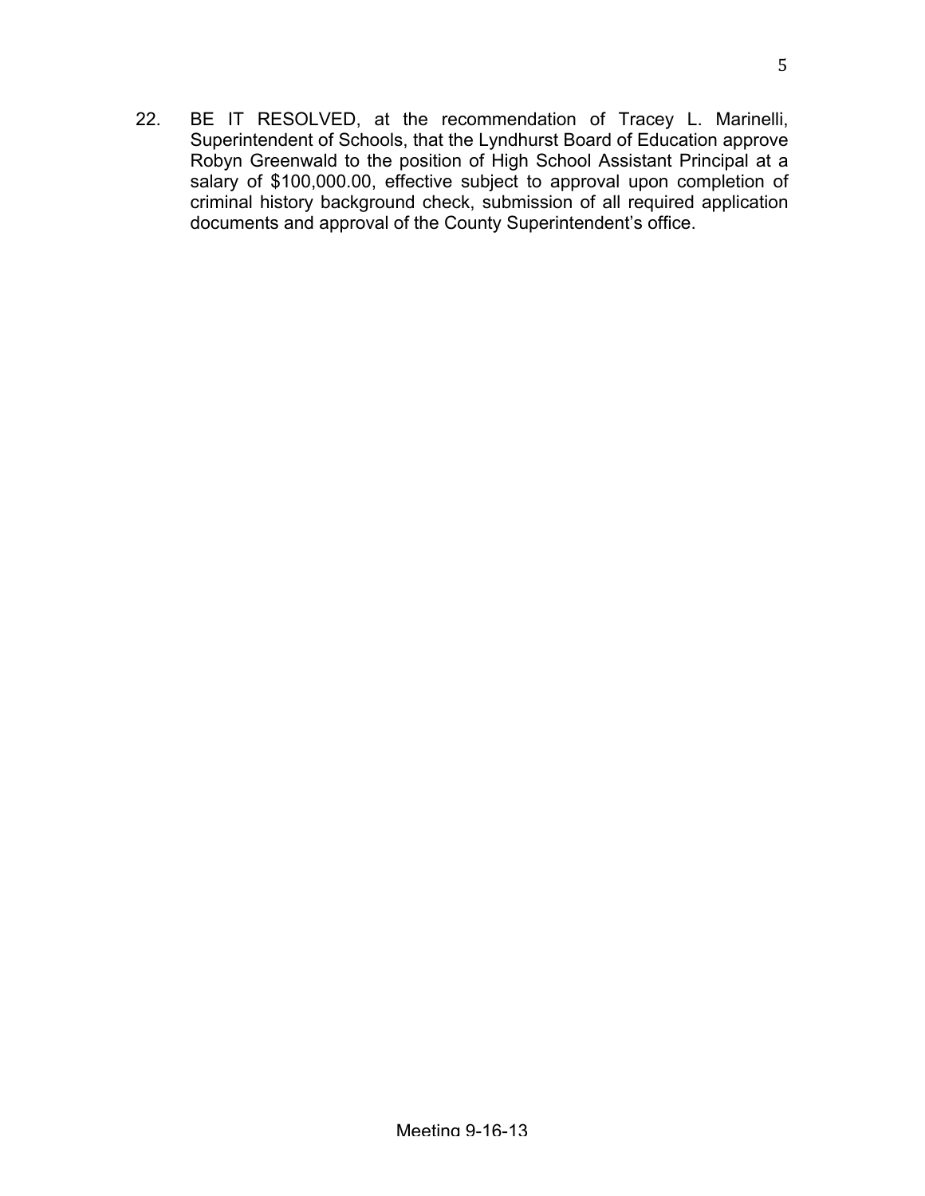22. BE IT RESOLVED, at the recommendation of Tracey L. Marinelli, Superintendent of Schools, that the Lyndhurst Board of Education approve Robyn Greenwald to the position of High School Assistant Principal at a salary of $100,000.00, effective subject to approval upon completion of criminal history background check, submission of all required application documents and approval of the County Superintendent's office.